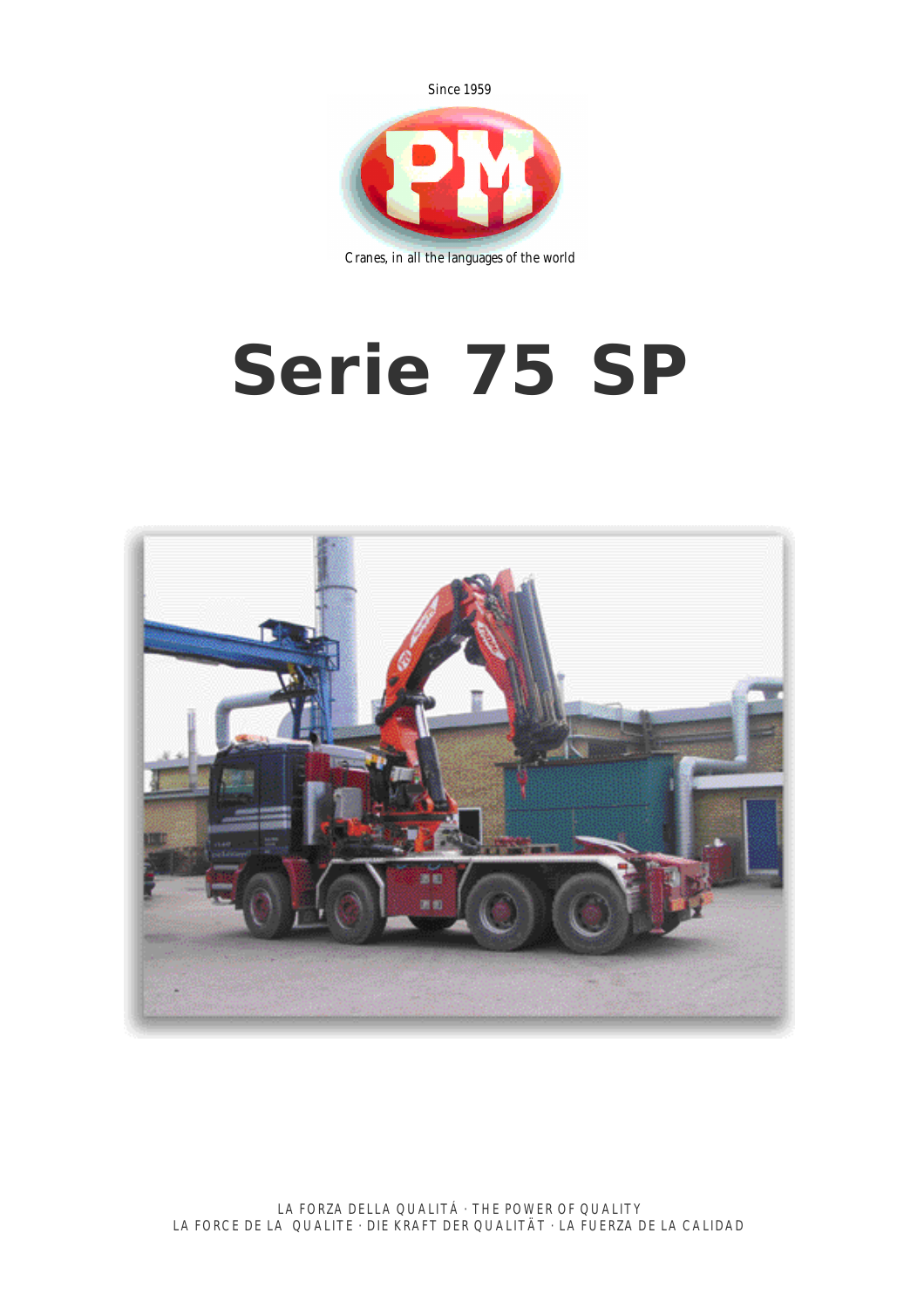Since 1959

PM

Cranes, in all the languages of the world

# Serie 75 SP

LA FORZA DELLA QUALITÁ · THE POWER OF QUALITY
LA FORCE DE LA QUALITE · DIE KRAFT DER QUALITÄT · LA FUERZA DE LA CALIDAD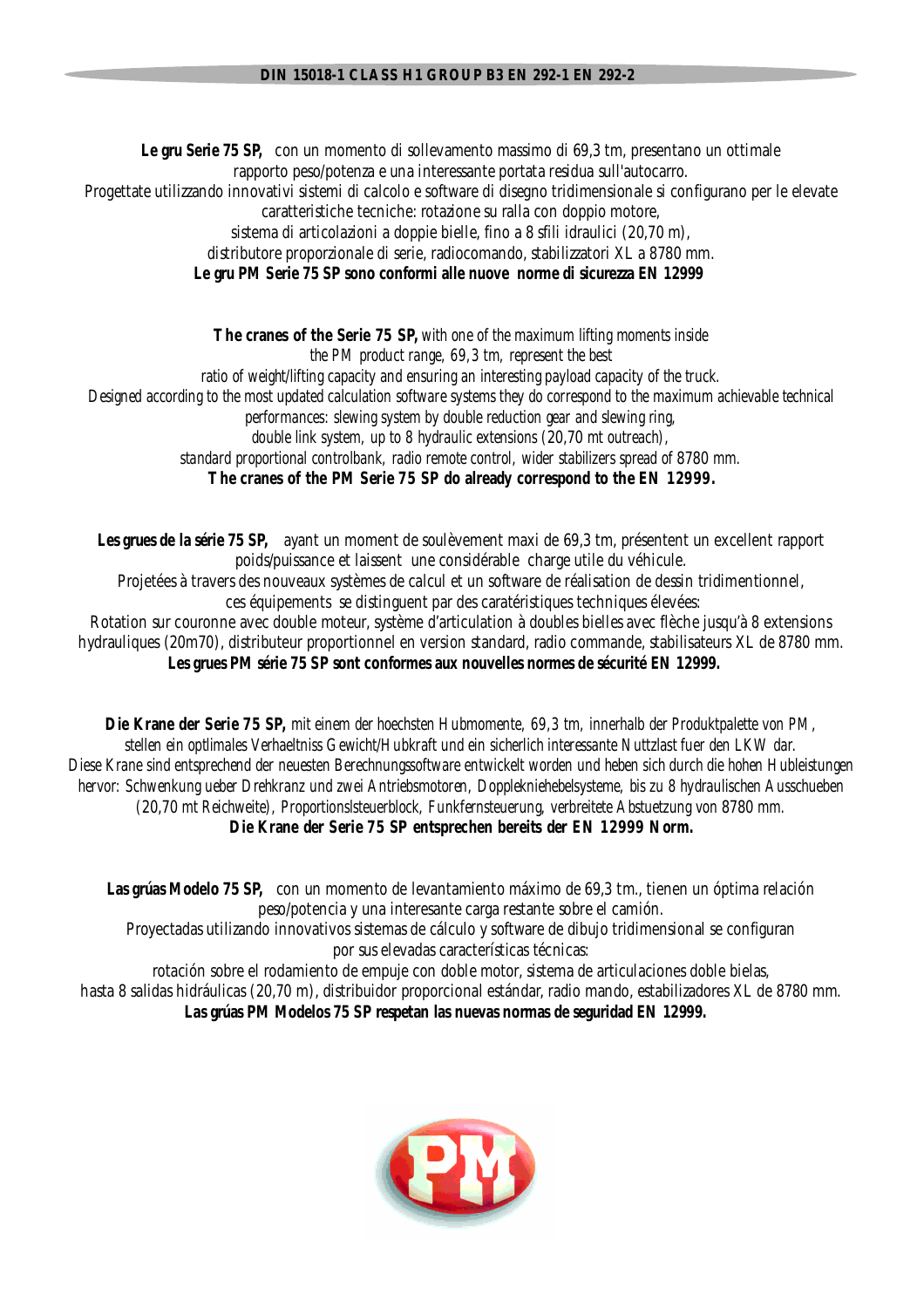**DIN 15018-1 CLASS H1 GROUP B3 EN 292-1 EN 292-2**

**Le gru Serie 75 SP,** con un momento di sollevamento massimo di 69,3 tm, presentano un ottimale rapporto peso/potenza e una interessante portata residua sull'autocarro.
Progettate utilizzando innovativi sistemi di calcolo e software di disegno tridimensionale si configurano per le elevate caratteristiche tecniche: rotazione su ralla con doppio motore,
sistema di articolazioni a doppie bielle, fino a 8 sfili idraulici (20,70 m),
distributore proporzionale di serie, radiocomando, stabilizzatori XL a 8780 mm.
**Le gru PM Serie 75 SP sono conformi alle nuove norme di sicurezza EN 12999**

**The cranes of the Serie 75 SP,** *with one of the maximum lifting moments inside the PM product range, 69,3 tm, represent the best ratio of weight/lifting capacity and ensuring an interesting payload capacity of the truck.
Designed according to the most updated calculation software systems they do correspond to the maximum achievable technical performances: slewing system by double reduction gear and slewing ring,
double link system, up to 8 hydraulic extensions (20,70 mt outreach),
standard proportional controlbank, radio remote control, wider stabilizers spread of 8780 mm.*
**The cranes of the PM Serie 75 SP do already correspond to the EN 12999.**

**Les grues de la série 75 SP,** ayant un moment de soulèvement maxi de 69,3 tm, présentent un excellent rapport poids/puissance et laissent une considérable charge utile du véhicule.
Projetées à travers des nouveaux systèmes de calcul et un software de réalisation de dessin tridimentionnel, ces équipements se distinguent par des caratéristiques techniques élevées:
Rotation sur couronne avec double moteur, système d'articulation à doubles bielles avec flèche jusqu'à 8 extensions hydrauliques (20m70), distributeur proportionnel en version standard, radio commande, stabilisateurs XL de 8780 mm.
**Les grues PM série 75 SP sont conformes aux nouvelles normes de sécurité EN 12999.**

**Die Krane der Serie 75 SP,** *mit einem der hoechsten Hubmomente, 69,3 tm, innerhalb der Produktpalette von PM, stellen ein optlimales Verhaeltniss Gewicht/Hubkraft und ein sicherlich interessante Nuttzlast fuer den LKW dar.
Diese Krane sind entsprechend der neuesten Berechnungssoftware entwickelt worden und heben sich durch die hohen Hubleistungen hervor: Schwenkung ueber Drehkranz und zwei Antriebsmotoren, Dopplekniehebelsysteme, bis zu 8 hydraulischen Ausschueben (20,70 mt Reichweite), Proportionslsteuerblock, Funkfernsteuerung, verbreitete Abstuetzung von 8780 mm.*
**Die Krane der Serie 75 SP entsprechen bereits der EN 12999 Norm.**

**Las grúas Modelo 75 SP,** con un momento de levantamiento máximo de 69,3 tm., tienen un óptima relación peso/potencia y una interesante carga restante sobre el camión.
Proyectadas utilizando innovativos sistemas de cálculo y software de dibujo tridimensional se configuran por sus elevadas características técnicas:
rotación sobre el rodamiento de empuje con doble motor, sistema de articulaciones doble bielas,
hasta 8 salidas hidráulicas (20,70 m), distribuidor proporcional estándar, radio mando, estabilizadores XL de 8780 mm.
**Las grúas PM Modelos 75 SP respetan las nuevas normas de seguridad EN 12999.**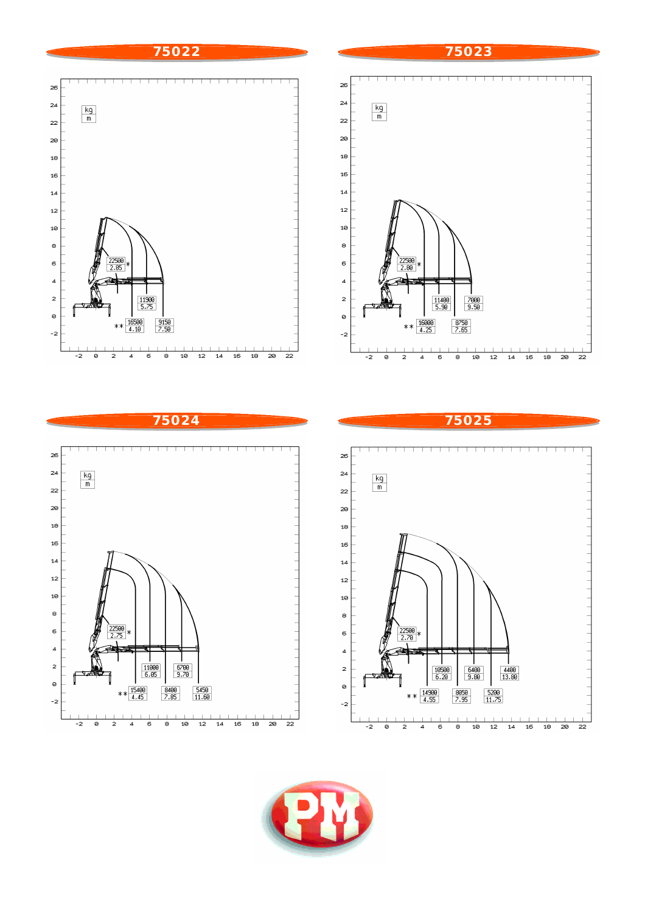## 75022

kg
m

| kg | m |
|---|---|
| 22500* | 2.85 |
| 16500** | 4.10 |
| 11900 | 5.75 |
| 9150 | 7.50 |

## 75023

kg
m

| kg | m |
|---|---|
| 22500* | 2.80 |
| 16000** | 4.25 |
| 11400 | 5.90 |
| 8750 | 7.65 |
| 7000 | 9.50 |

## 75024

kg
m

| kg | m |
|---|---|
| 22500* | 2.75 |
| 15400** | 4.45 |
| 11000 | 6.05 |
| 8400 | 7.85 |
| 6700 | 9.70 |
| 5450 | 11.60 |

## 75025

kg
m

| kg | m |
|---|---|
| 22500* | 2.70 |
| 14900** | 4.55 |
| 10500 | 6.20 |
| 8050 | 7.95 |
| 6400 | 9.80 |
| 5200 | 11.75 |
| 4400 | 13.80 |

PM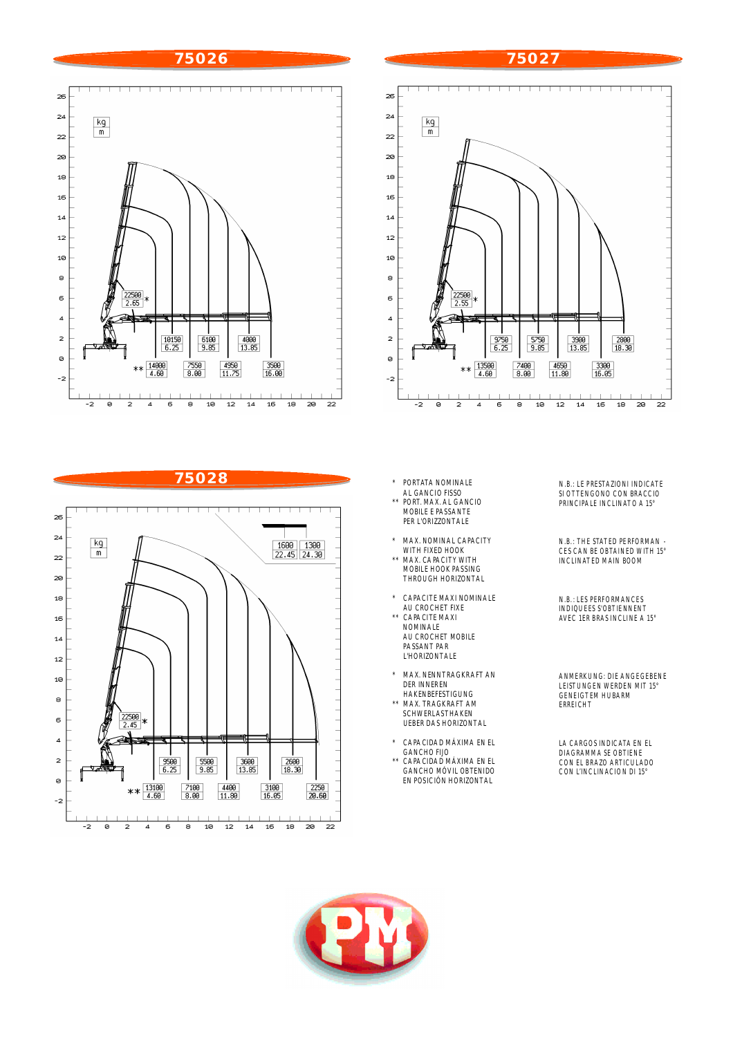## 75026

kg / m

| Load (kg) | Radius (m) |
|---|---|
| 22500 * | 2.65 |
| 10150 | 6.25 |
| 6100 | 9.85 |
| 4000 | 13.85 |
| ** 14000 | 4.60 |
| 7550 | 8.00 |
| 4950 | 11.75 |
| 3500 | 16.00 |

## 75027

kg / m

| Load (kg) | Radius (m) |
|---|---|
| 22500 * | 2.55 |
| 9750 | 6.25 |
| 5750 | 9.85 |
| 3900 | 13.85 |
| 2800 | 18.30 |
| ** 13500 | 4.60 |
| 7400 | 8.00 |
| 4650 | 11.80 |
| 3300 | 16.05 |

## 75028

kg / m

| Load (kg) | Radius (m) |
|---|---|
| 22500 * | 2.45 |
| 9500 | 6.25 |
| 5500 | 9.85 |
| 3600 | 13.85 |
| 2600 | 18.30 |
| ** 13100 | 4.60 |
| 7100 | 8.00 |
| 4400 | 11.80 |
| 3100 | 16.05 |
| 2250 | 20.60 |
| 1600 | 22.45 |
| 1300 | 24.30 |

\* PORTATA NOMINALE AL GANCIO FISSO
** PORT. MAX. AL GANCIO MOBILE E PASSANTE PER L'ORIZZONTALE

N.B.: LE PRESTAZIONI INDICATE SI OTTENGONO CON BRACCIO PRINCIPALE INCLINATO A 15°

\* MAX. NOMINAL CAPACITY WITH FIXED HOOK
** MAX. CAPACITY WITH MOBILE HOOK PASSING THROUGH HORIZONTAL

N.B.: THE STATED PERFORMANCES CAN BE OBTAINED WITH 15° INCLINATED MAIN BOOM

\* CAPACITE MAXI NOMINALE AU CROCHET FIXE
** CAPACITE MAXI NOMINALE AU CROCHET MOBILE PASSANT PAR L'HORIZONTALE

N.B.: LES PERFORMANCES INDIQUEES S'OBTIENNENT AVEC 1ER BRAS INCLINE A 15°

\* MAX. NENNTRAGKRAFT AN DER INNEREN HAKENBEFESTIGUNG
** MAX. TRAGKRAFT AM SCHWERLASTHAKEN UEBER DAS HORIZONTAL

ANMERKUNG: DIE ANGEGEBENE LEISTUNGEN WERDEN MIT 15° GENEIGTEM HUBARM ERREICHT

\* CAPACIDAD MÁXIMA EN EL GANCHO FIJO
** CAPACIDAD MÁXIMA EN EL GANCHO MÓVIL OBTENIDO EN POSICIÓN HORIZONTAL

LA CARGOS INDICATA EN EL DIAGRAMMA SE OBTIENE CON EL BRAZO ARTICULADO CON L'INCLINACION DI 15°

PM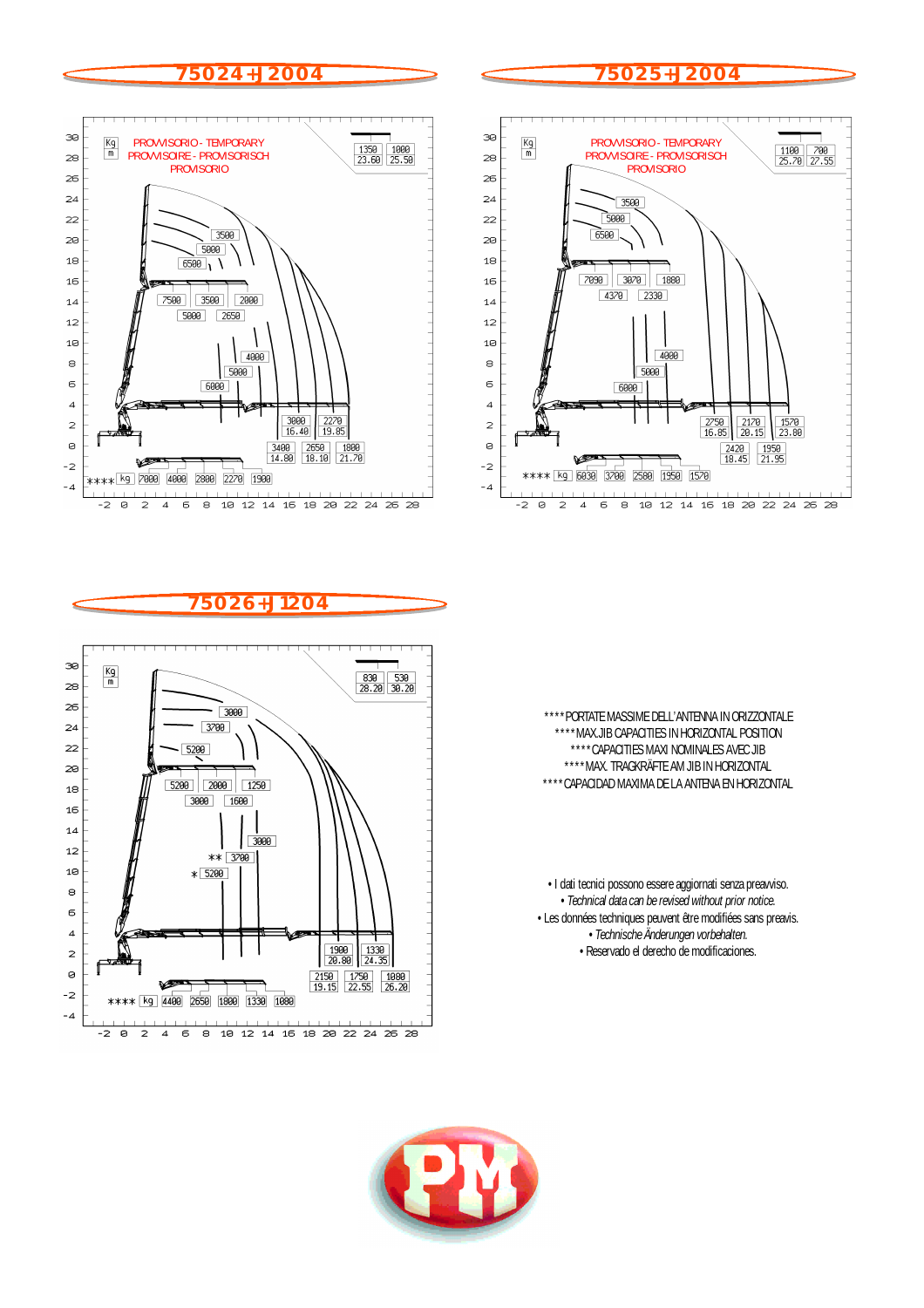## 75024+J 2004

PROVVISORIO - TEMPORARY
PROVISOIRE - PROVISORISCH
PROVISORIO

| 1350 | 1000 |
|---|---|
| 23.60 | 25.50 |

3500 · 5000 · 6500 · 7500 · 3500 · 2000 · 5000 · 2650 · 4000 · 5000 · 6000

| 3000 | 2270 |
|---|---|
| 16.40 | 19.85 |

| 3400 | 2650 | 1800 |
|---|---|---|
| 14.80 | 18.10 | 21.70 |

**** kg 7000 4000 2800 2270 1900

## 75025+J 2004

PROVVISORIO - TEMPORARY
PROVISOIRE - PROVISORISCH
PROVISORIO

| 1100 | 700 |
|---|---|
| 25.70 | 27.55 |

3500 · 5000 · 6500 · 7090 · 3070 · 1880 · 4370 · 2330 · 4000 · 5000 · 6000

| 2750 | 2170 | 1570 |
|---|---|---|
| 16.85 | 20.15 | 23.80 |

| 2420 | 1950 |
|---|---|
| 18.45 | 21.95 |

**** kg 6030 3700 2580 1950 1570

## 75026+J 1204

| 830 | 530 |
|---|---|
| 28.20 | 30.20 |

3000 · 3700 · 5200 · 5200 · 2000 · 1250 · 3000 · 1600 · 3000 · ** 3700 · * 5200

| 1900 | 1330 |
|---|---|
| 20.80 | 24.35 |

| 2150 | 1750 | 1080 |
|---|---|---|
| 19.15 | 22.55 | 26.20 |

**** kg 4400 2650 1800 1330 1080

**** PORTATE MASSIME DELL'ANTENNA IN ORIZZONTALE
**** MAX.JIB CAPACITIES IN HORIZONTAL POSITION
**** CAPACITES MAXI NOMINALES AVEC JIB
**** MAX. TRAGKRÄFTE AM JIB IN HORIZONTAL
**** CAPACIDAD MAXIMA DE LA ANTENA EN HORIZONTAL

- I dati tecnici possono essere aggiornati senza preavviso.
- *Technical data can be revised without prior notice.*
- Les données techniques peuvent être modifiées sans preavis.
- *Technische Änderungen vorbehalten.*
- Reservado el derecho de modificaciones.

PM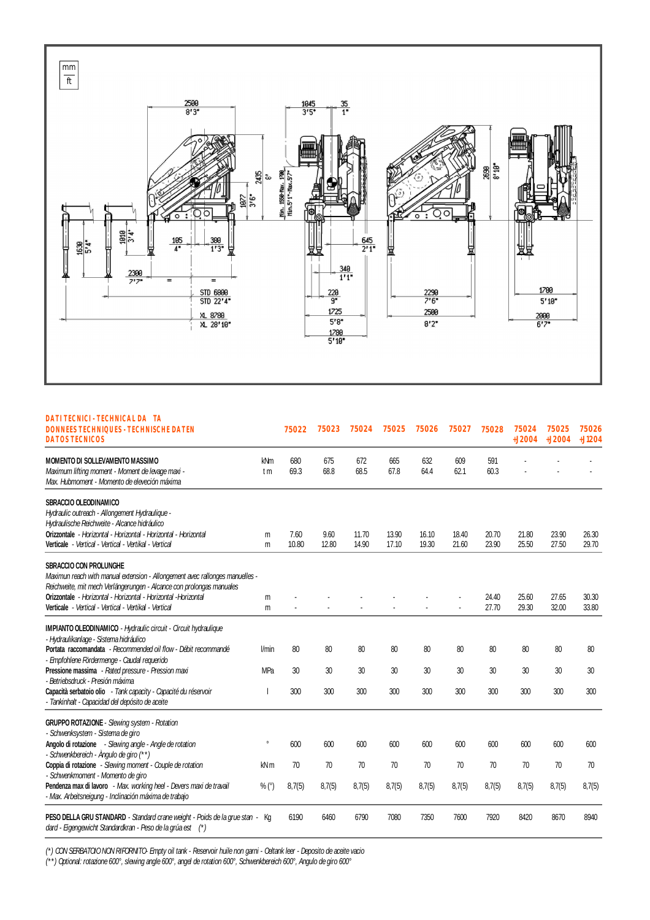mm
ft

2500 8'3" | 1045 3'5" | 35 1" | 2435 8' | 1077 3'6" | Min. 1550-Max. 1700 Min.5'1"-Max.5'7" | 2690 8'10" | 1630 5'4" | 1010 3'4" | 105 4" | 380 1'3" | 645 2'1" | 340 1'1" | 2300 7'7" | STD 6800 STD 22'4" | XL 8700 XL 28'10" | 220 9" | 1725 5'8" | 1780 5'10" | 2290 7'6" | 2500 8'2" | 1780 5'10" | 2000 6'7"

**DATI TECNICI - TECHNICAL DATA**
**DONNEES TECHNIQUES - TECHNISCHE DATEN**
**DATOS TECNICOS**

| | | 75022 | 75023 | 75024 | 75025 | 75026 | 75027 | 75028 | 75024 +J2004 | 75025 +J2004 | 75026 +J1204 |
|---|---|---|---|---|---|---|---|---|---|---|---|
| **MOMENTO DI SOLLEVAMENTO MASSIMO** *Maximum lifting moment - Moment de levage maxi - Max. Hubmoment - Momento de elevación máxima* | kNm | 680 | 675 | 672 | 665 | 632 | 609 | 591 | - | - | - |
| | t m | 69.3 | 68.8 | 68.5 | 67.8 | 64.4 | 62.1 | 60.3 | - | - | - |
| **SBRACCIO OLEODINAMICO** *Hydraulic outreach - Allongement Hydraulique - Hydraulische Reichweite - Alcance hidráulico* | | | | | | | | | | | |
| **Orizzontale** *- Horizontal - Horizontal - Horizontal - Horizontal* | m | 7.60 | 9.60 | 11.70 | 13.90 | 16.10 | 18.40 | 20.70 | 21.80 | 23.90 | 26.30 |
| **Verticale** *- Vertical - Vertical - Vertikal - Vertical* | m | 10.80 | 12.80 | 14.90 | 17.10 | 19.30 | 21.60 | 23.90 | 25.50 | 27.50 | 29.70 |
| **SBRACCIO CON PROLUNGHE** *Maximun reach with manual extension - Allongement avec rallonges manuelles - Reichweite, mit mech Verlängerungen - Alcance con prolongas manuales* | | | | | | | | | | | |
| **Orizzontale** *- Horizontal - Horizontal - Horizontal -Horizontal* | m | - | - | - | - | - | - | 24.40 | 25.60 | 27.65 | 30.30 |
| **Verticale** *- Vertical - Vertical - Vertikal - Vertical* | m | - | - | - | - | - | - | 27.70 | 29.30 | 32.00 | 33.80 |
| **IMPIANTO OLEODINAMICO** *- Hydraulic circuit - Circuit hydraulique - Hydraulikanlage - Sistema hidráulico* | | | | | | | | | | | |
| **Portata raccomandata** *- Recommended oil flow - Débit recommandé - Empfohlene Fördermenge - Caudal requerido* | l/min | 80 | 80 | 80 | 80 | 80 | 80 | 80 | 80 | 80 | 80 |
| **Pressione massima** *- Rated pressure - Pression maxi - Betriebsdruck - Presión máxima* | MPa | 30 | 30 | 30 | 30 | 30 | 30 | 30 | 30 | 30 | 30 |
| **Capacità serbatoio olio** *- Tank capacity - Capacité du réservoir - Tankinhalt - Capacidad del depósito de aceite* | l | 300 | 300 | 300 | 300 | 300 | 300 | 300 | 300 | 300 | 300 |
| **GRUPPO ROTAZIONE** *- Slewing system - Rotation - Schwenksystem - Sistema de giro* | | | | | | | | | | | |
| **Angolo di rotazione** *- Slewing angle - Angle de rotation - Schwenkbereich - Ángulo de giro (\*\*)* | ° | 600 | 600 | 600 | 600 | 600 | 600 | 600 | 600 | 600 | 600 |
| **Coppia di rotazione** *- Slewing moment - Couple de rotation - Schwenkmoment - Momento de giro* | kN m | 70 | 70 | 70 | 70 | 70 | 70 | 70 | 70 | 70 | 70 |
| **Pendenza max di lavoro** *- Max. working heel - Devers maxi de travail - Max. Arbeitsneigung - Inclinación máxima de trabajo* | % (°) | 8,7(5) | 8,7(5) | 8,7(5) | 8,7(5) | 8,7(5) | 8,7(5) | 8,7(5) | 8,7(5) | 8,7(5) | 8,7(5) |
| **PESO DELLA GRU STANDARD** *- Standard crane weight - Poids de la grue standard - Eigengewicht Standardkran - Peso de la grúa est (\*)* | Kg | 6190 | 6460 | 6790 | 7080 | 7350 | 7600 | 7920 | 8420 | 8670 | 8940 |

*(\*) CON SERBATOIO NON RIFORNITO- Empty oil tank - Reservoir huile non garni - Oeltank leer - Deposito de aceite vacio*
*(\*\*) Optional: rotazione 600°, slewing angle 600°, angel de rotation 600°, Schwenkbereich 600°, Angulo de giro 600°*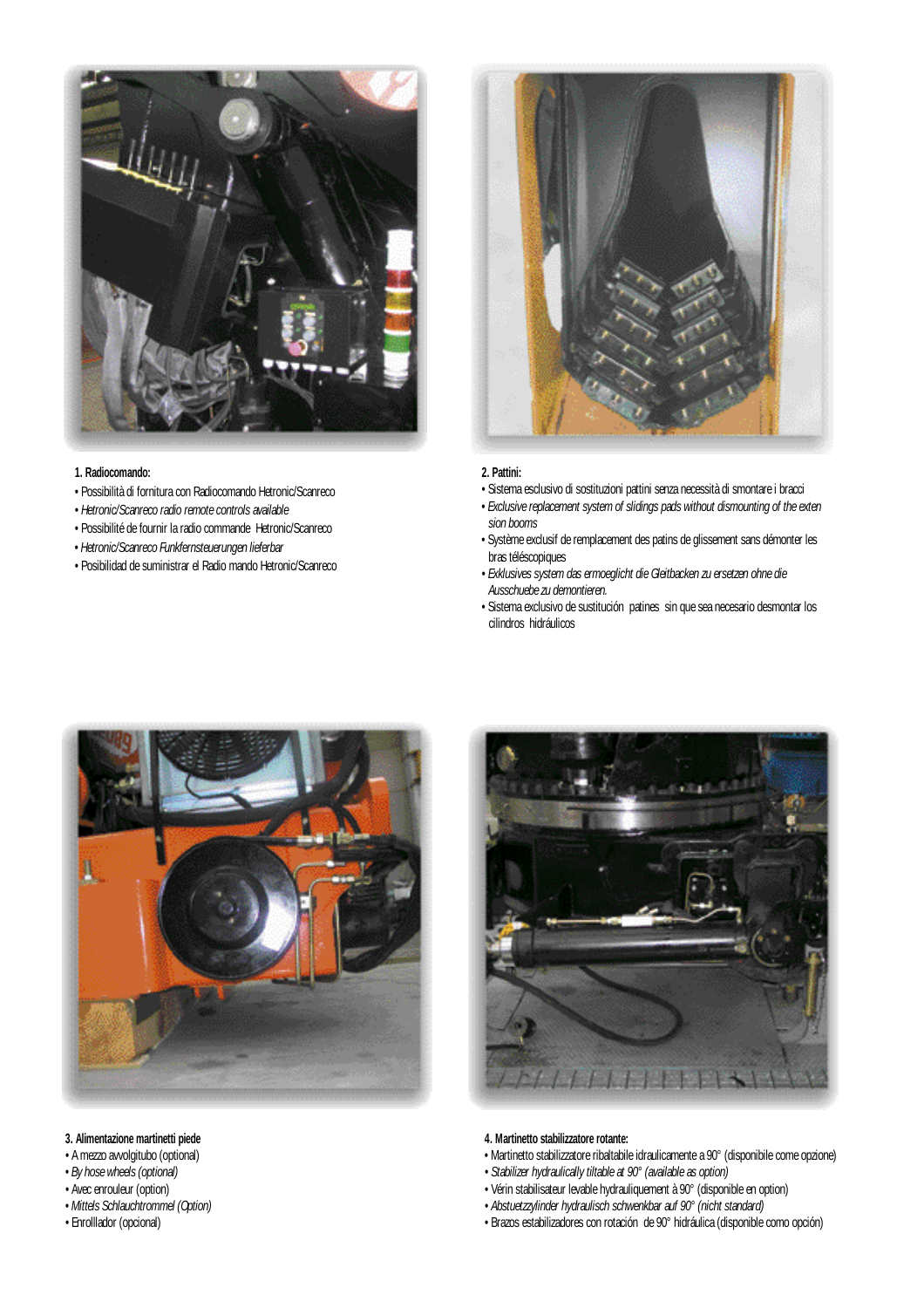**1. Radiocomando:**

- Possibilità di fornitura con Radiocomando Hetronic/Scanreco
- *Hetronic/Scanreco radio remote controls available*
- Possibilité de fournir la radio commande Hetronic/Scanreco
- *Hetronic/Scanreco Funkfernsteuerungen lieferbar*
- Posibilidad de suministrar el Radio mando Hetronic/Scanreco

**2. Pattini:**

- Sistema esclusivo di sostituzioni pattini senza necessità di smontare i bracci
- *Exclusive replacement system of slidings pads without dismounting of the exten sion booms*
- Système exclusif de remplacement des patins de glissement sans démonter les bras téléscopiques
- *Exklusives system das ermoeglicht die Gleitbacken zu ersetzen ohne die Ausschuebe zu demontieren.*
- Sistema exclusivo de sustitución patines sin que sea necesario desmontar los cilindros hidráulicos

**3. Alimentazione martinetti piede**

- A mezzo avvolgitubo (optional)
- *By hose wheels (optional)*
- Avec enrouleur (option)
- *Mittels Schlauchtrommel (Option)*
- Enrolllador (opcional)

**4. Martinetto stabilizzatore rotante:**

- Martinetto stabilizzatore ribaltabile idraulicamente a 90° (disponibile come opzione)
- *Stabilizer hydraulically tiltable at 90° (available as option)*
- Vérin stabilisateur levable hydrauliquement à 90° (disponible en option)
- *Abstuetzzylinder hydraulisch schwenkbar auf 90° (nicht standard)*
- Brazos estabilizadores con rotación de 90° hidráulica (disponible como opción)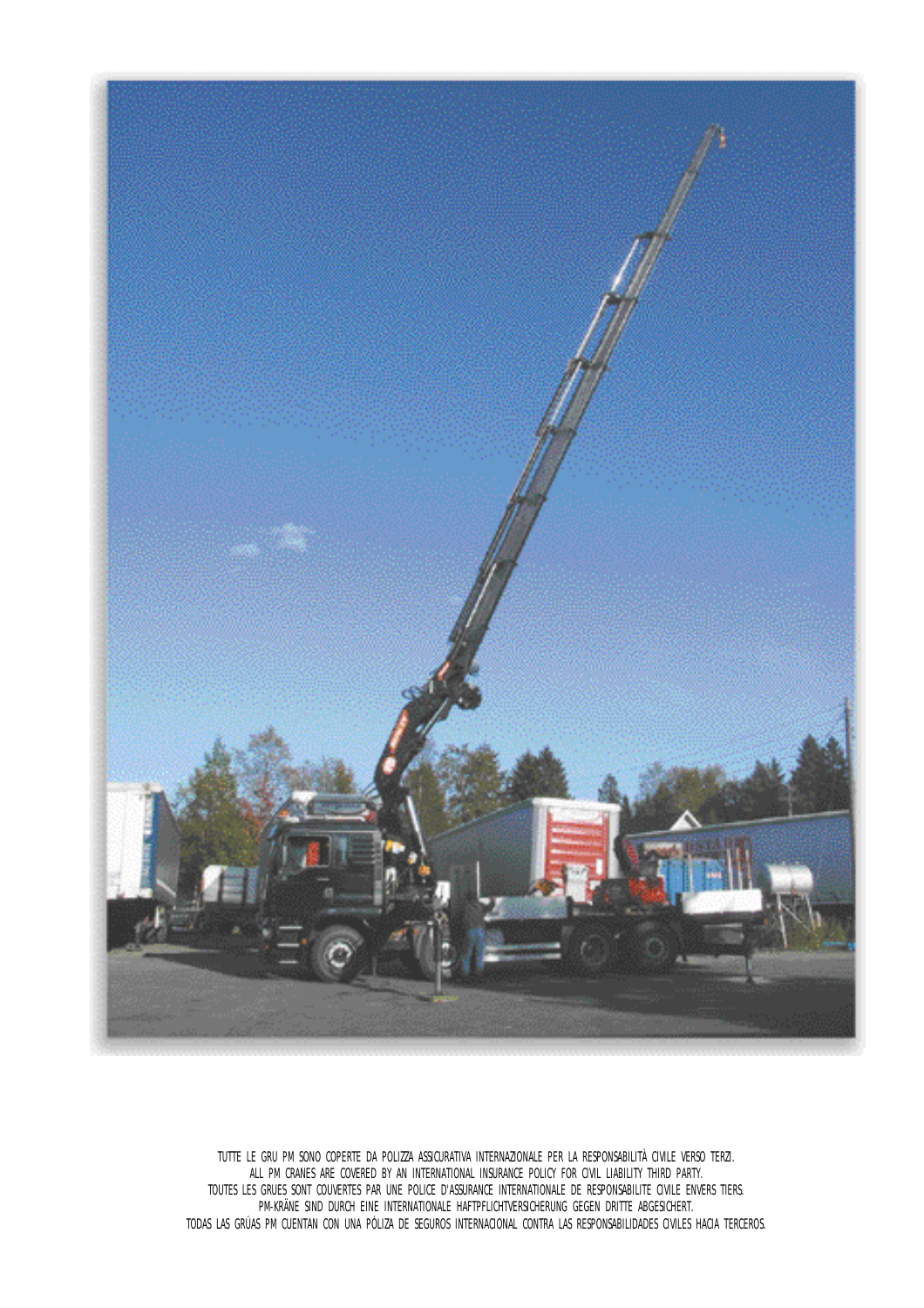TUTTE LE GRU PM SONO COPERTE DA POLIZZA ASSICURATIVA INTERNAZIONALE PER LA RESPONSABILITÀ CIVILE VERSO TERZI.
ALL PM CRANES ARE COVERED BY AN INTERNATIONAL INSURANCE POLICY FOR CIVIL LIABILITY THIRD PARTY.
TOUTES LES GRUES SONT COUVERTES PAR UNE POLICE D'ASSURANCE INTERNATIONALE DE RESPONSABILITE CIVILE ENVERS TIERS.
PM-KRÄNE SIND DURCH EINE INTERNATIONALE HAFTPFLICHTVERSICHERUNG GEGEN DRITTE ABGESICHERT.
TODAS LAS GRÚAS PM CUENTAN CON UNA PÓLIZA DE SEGUROS INTERNACIONAL CONTRA LAS RESPONSABILIDADES CIVILES HACIA TERCEROS.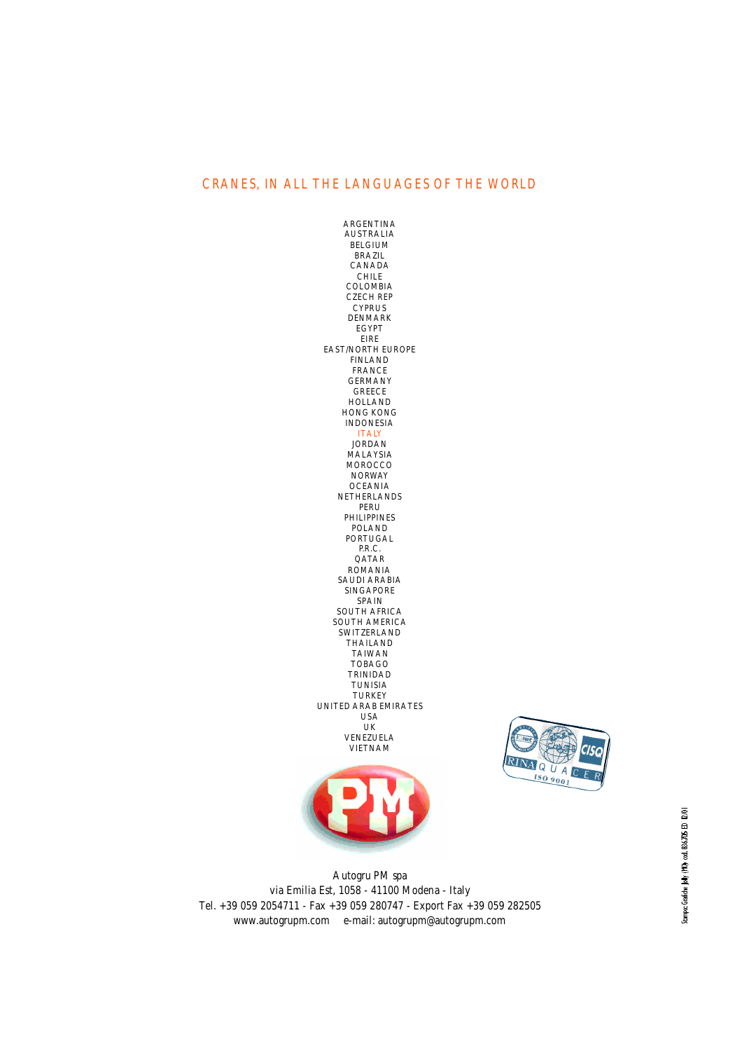## CRANES, IN ALL THE LANGUAGES OF THE WORLD

ARGENTINA
AUSTRALIA
BELGIUM
BRAZIL
CANADA
CHILE
COLOMBIA
CZECH REP
CYPRUS
DENMARK
EGYPT
EIRE
EAST/NORTH EUROPE
FINLAND
FRANCE
GERMANY
GREECE
HOLLAND
HONG KONG
INDONESIA
ITALY
JORDAN
MALAYSIA
MOROCCO
NORWAY
OCEANIA
NETHERLANDS
PERU
PHILIPPINES
POLAND
PORTUGAL
P.R.C.
QATAR
ROMANIA
SAUDI ARABIA
SINGAPORE
SPAIN
SOUTH AFRICA
SOUTH AMERICA
SWITZERLAND
THAILAND
TAIWAN
TOBAGO
TRINIDAD
TUNISIA
TURKEY
UNITED ARAB EMIRATES
USA
UK
VENEZUELA
VIETNAM

RINA QUACER CISQ ISO 9001

Autogru PM spa
via Emilia Est, 1058 - 41100 Modena - Italy
Tel. +39 059 2054711 - Fax +39 059 280747 - Export Fax +39 059 282505
www.autogrupm.com e-mail: autogrupm@autogrupm.com

Stampa: Grafiche Jolly (MO) cod. 816705 ED. 12/01